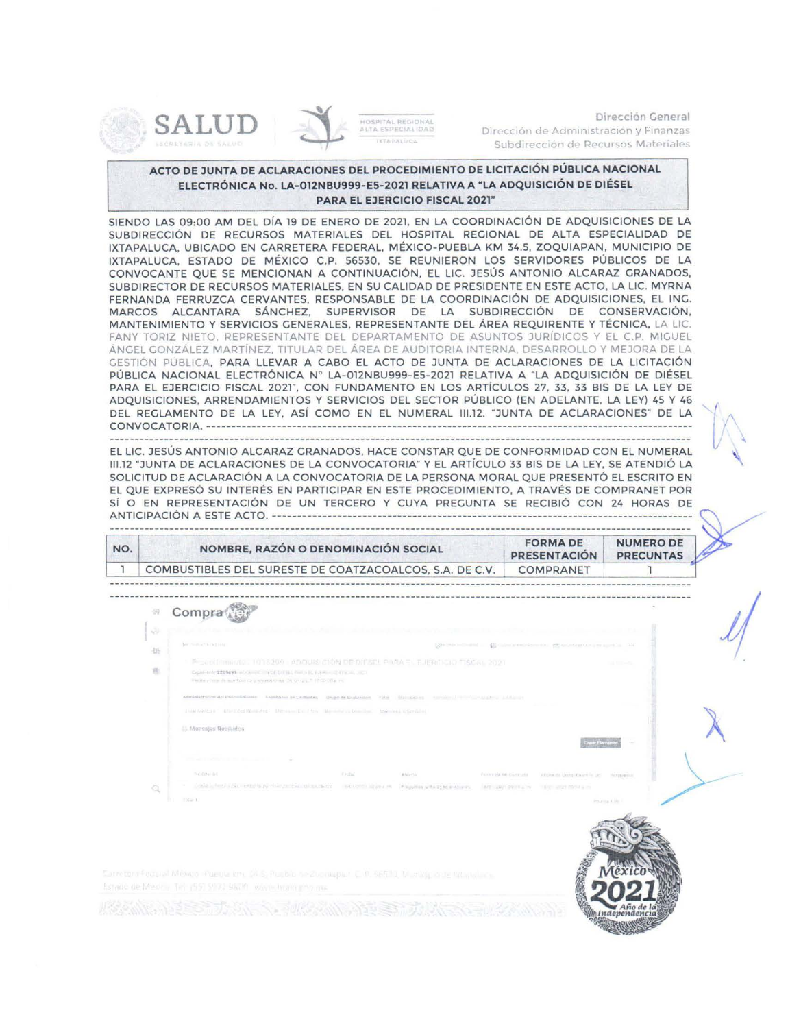Dirección General
Dirección de Administración y Finanzas
Subdirección de Recursos Materiales

## ACTO DE JUNTA DE ACLARACIONES DEL PROCEDIMIENTO DE LICITACIÓN PÚBLICA NACIONAL ELECTRÓNICA No. LA-012NBU999-E5-2021 RELATIVA A "LA ADQUISICIÓN DE DIÉSEL PARA EL EJERCICIO FISCAL 2021"

SIENDO LAS 09:00 AM DEL DÍA 19 DE ENERO DE 2021, EN LA COORDINACIÓN DE ADQUISICIONES DE LA SUBDIRECCIÓN DE RECURSOS MATERIALES DEL HOSPITAL REGIONAL DE ALTA ESPECIALIDAD DE IXTAPALUCA, UBICADO EN CARRETERA FEDERAL, MÉXICO-PUEBLA KM 34.5, ZOQUIAPAN, MUNICIPIO DE IXTAPALUCA, ESTADO DE MÉXICO C.P. 56530, SE REUNIERON LOS SERVIDORES PÚBLICOS DE LA CONVOCANTE QUE SE MENCIONAN A CONTINUACIÓN, EL LIC. JESÚS ANTONIO ALCARAZ GRANADOS, SUBDIRECTOR DE RECURSOS MATERIALES, EN SU CALIDAD DE PRESIDENTE EN ESTE ACTO, LA LIC. MYRNA FERNANDA FERRUZCA CERVANTES, RESPONSABLE DE LA COORDINACIÓN DE ADQUISICIONES, EL ING. MARCOS ALCANTARA SÁNCHEZ, SUPERVISOR DE LA SUBDIRECCIÓN DE CONSERVACIÓN, MANTENIMIENTO Y SERVICIOS GENERALES, REPRESENTANTE DEL ÁREA REQUIRENTE Y TÉCNICA, LA LIC. FANY TORIZ NIETO, REPRESENTANTE DEL DEPARTAMENTO DE ASUNTOS JURÍDICOS Y EL C.P. MIGUEL ÁNGEL GONZÁLEZ MARTÍNEZ, TITULAR DEL ÁREA DE AUDITORIA INTERNA, DESARROLLO Y MEJORA DE LA GESTIÓN PÚBLICA, PARA LLEVAR A CABO EL ACTO DE JUNTA DE ACLARACIONES DE LA LICITACIÓN PÚBLICA NACIONAL ELECTRÓNICA N° LA-012NBU999-E5-2021 RELATIVA A "LA ADQUISICIÓN DE DIÉSEL PARA EL EJERCICIO FISCAL 2021", CON FUNDAMENTO EN LOS ARTÍCULOS 27, 33, 33 BIS DE LA LEY DE ADQUISICIONES, ARRENDAMIENTOS Y SERVICIOS DEL SECTOR PÚBLICO (EN ADELANTE, LA LEY) 45 Y 46 DEL REGLAMENTO DE LA LEY, ASÍ COMO EN EL NUMERAL III.12. "JUNTA DE ACLARACIONES" DE LA CONVOCATORIA. ----------------------------------------------------------------------------------------------------------------

EL LIC. JESÚS ANTONIO ALCARAZ GRANADOS, HACE CONSTAR QUE DE CONFORMIDAD CON EL NUMERAL III.12 "JUNTA DE ACLARACIONES DE LA CONVOCATORIA" Y EL ARTÍCULO 33 BIS DE LA LEY, SE ATENDIÓ LA SOLICITUD DE ACLARACIÓN A LA CONVOCATORIA DE LA PERSONA MORAL QUE PRESENTÓ EL ESCRITO EN EL QUE EXPRESÓ SU INTERÉS EN PARTICIPAR EN ESTE PROCEDIMIENTO, A TRAVÉS DE COMPRANET POR SÍ O EN REPRESENTACIÓN DE UN TERCERO Y CUYA PREGUNTA SE RECIBIÓ CON 24 HORAS DE ANTICIPACIÓN A ESTE ACTO. -------------------------------------------------------------------

| NO. | NOMBRE, RAZÓN O DENOMINACIÓN SOCIAL | FORMA DE PRESENTACIÓN | NUMERO DE PRECUNTAS |
|---|---|---|---|
| 1 | COMBUSTIBLES DEL SURESTE DE COATZACOALCOS, S.A. DE C.V. | COMPRANET | 1 |

----------------------------------------------------------------------------------------------------------------

Compra Net

Procedimiento 1038299 - ADQUISICIÓN DE DIÉSEL PARA EL EJERCICIO FISCAL 2021

Mensajes Recibidos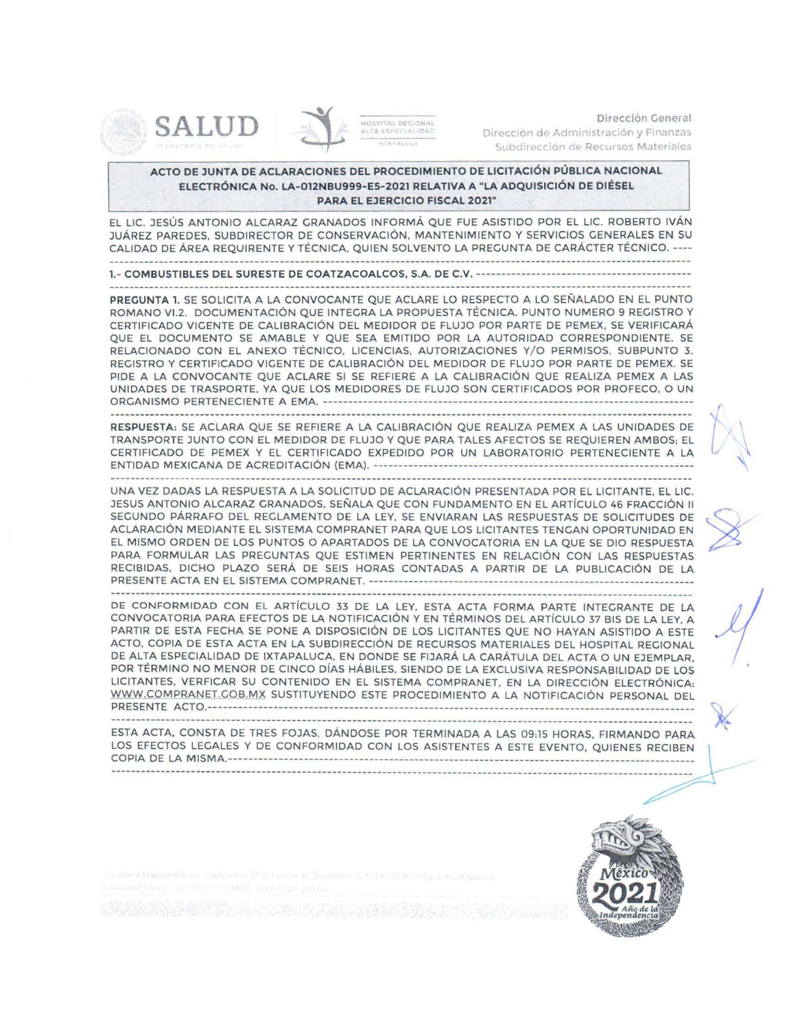**ACTO DE JUNTA DE ACLARACIONES DEL PROCEDIMIENTO DE LICITACIÓN PÚBLICA NACIONAL ELECTRÓNICA No. LA-012NBU999-E5-2021 RELATIVA A "LA ADQUISICIÓN DE DIÉSEL PARA EL EJERCICIO FISCAL 2021"**

EL LIC. JESÚS ANTONIO ALCARAZ GRANADOS INFORMÁ QUE FUE ASISTIDO POR EL LIC. ROBERTO IVÁN JUÁREZ PAREDES, SUBDIRECTOR DE CONSERVACIÓN, MANTENIMIENTO Y SERVICIOS GENERALES EN SU CALIDAD DE ÁREA REQUIRENTE Y TÉCNICA, QUIEN SOLVENTO LA PREGUNTA DE CARÁCTER TÉCNICO. ----

**1.- COMBUSTIBLES DEL SURESTE DE COATZACOALCOS, S.A. DE C.V.** ------------------------------------------

**PREGUNTA 1.** SE SOLICITA A LA CONVOCANTE QUE ACLARE LO RESPECTO A LO SEÑALADO EN EL PUNTO ROMANO VI.2. DOCUMENTACIÓN QUE INTEGRA LA PROPUESTA TÉCNICA. PUNTO NUMERO 9 REGISTRO Y CERTIFICADO VIGENTE DE CALIBRACIÓN DEL MEDIDOR DE FLUJO POR PARTE DE PEMEX, SE VERIFICARÁ QUE EL DOCUMENTO SE AMABLE Y QUE SEA EMITIDO POR LA AUTORIDAD CORRESPONDIENTE. SE RELACIONADO CON EL ANEXO TÉCNICO, LICENCIAS, AUTORIZACIONES Y/O PERMISOS. SUBPUNTO 3. REGISTRO Y CERTIFICADO VIGENTE DE CALIBRACIÓN DEL MEDIDOR DE FLUJO POR PARTE DE PEMEX. SE PIDE A LA CONVOCANTE QUE ACLARE SI SE REFIERE A LA CALIBRACIÓN QUE REALIZA PEMEX A LAS UNIDADES DE TRASPORTE, YA QUE LOS MEDIDORES DE FLUJO SON CERTIFICADOS POR PROFECO, O UN ORGANISMO PERTENECIENTE A EMA. ------------------------------------------------------------------------

**RESPUESTA:** SE ACLARA QUE SE REFIERE A LA CALIBRACIÓN QUE REALIZA PEMEX A LAS UNIDADES DE TRANSPORTE JUNTO CON EL MEDIDOR DE FLUJO Y QUE PARA TALES AFECTOS SE REQUIEREN AMBOS; EL CERTIFICADO DE PEMEX Y EL CERTIFICADO EXPEDIDO POR UN LABORATORIO PERTENECIENTE A LA ENTIDAD MEXICANA DE ACREDITACIÓN (EMA). ------------------------------------------------------------------

UNA VEZ DADAS LA RESPUESTA A LA SOLICITUD DE ACLARACIÓN PRESENTADA POR EL LICITANTE, EL LIC. JESUS ANTONIO ALCARAZ GRANADOS, SEÑALA QUE CON FUNDAMENTO EN EL ARTÍCULO 46 FRACCIÓN II SEGUNDO PÁRRAFO DEL REGLAMENTO DE LA LEY, SE ENVIARAN LAS RESPUESTAS DE SOLICITUDES DE ACLARACIÓN MEDIANTE EL SISTEMA COMPRANET PARA QUE LOS LICITANTES TENGAN OPORTUNIDAD EN EL MISMO ORDEN DE LOS PUNTOS O APARTADOS DE LA CONVOCATORIA EN LA QUE SE DIO RESPUESTA PARA FORMULAR LAS PREGUNTAS QUE ESTIMEN PERTINENTES EN RELACIÓN CON LAS RESPUESTAS RECIBIDAS, DICHO PLAZO SERÁ DE SEIS HORAS CONTADAS A PARTIR DE LA PUBLICACIÓN DE LA PRESENTE ACTA EN EL SISTEMA COMPRANET. ------------------------------------------------------------------

DE CONFORMIDAD CON EL ARTÍCULO 33 DE LA LEY, ESTA ACTA FORMA PARTE INTEGRANTE DE LA CONVOCATORIA PARA EFECTOS DE LA NOTIFICACIÓN Y EN TÉRMINOS DEL ARTÍCULO 37 BIS DE LA LEY, A PARTIR DE ESTA FECHA SE PONE A DISPOSICIÓN DE LOS LICITANTES QUE NO HAYAN ASISTIDO A ESTE ACTO, COPIA DE ESTA ACTA EN LA SUBDIRECCIÓN DE RECURSOS MATERIALES DEL HOSPITAL REGIONAL DE ALTA ESPECIALIDAD DE IXTAPALUCA, EN DONDE SE FIJARÁ LA CARÁTULA DEL ACTA O UN EJEMPLAR, POR TÉRMINO NO MENOR DE CINCO DÍAS HÁBILES, SIENDO DE LA EXCLUSIVA RESPONSABILIDAD DE LOS LICITANTES, VERFICAR SU CONTENIDO EN EL SISTEMA COMPRANET, EN LA DIRECCIÓN ELECTRÓNICA: WWW.COMPRANET.GOB.MX SUSTITUYENDO ESTE PROCEDIMIENTO A LA NOTIFICACIÓN PERSONAL DEL PRESENTE ACTO.------------------------------------------------------------------

ESTA ACTA, CONSTA DE TRES FOJAS, DÁNDOSE POR TERMINADA A LAS 09:15 HORAS, FIRMANDO PARA LOS EFECTOS LEGALES Y DE CONFORMIDAD CON LOS ASISTENTES A ESTE EVENTO, QUIENES RECIBEN COPIA DE LA MISMA.------------------------------------------------------------------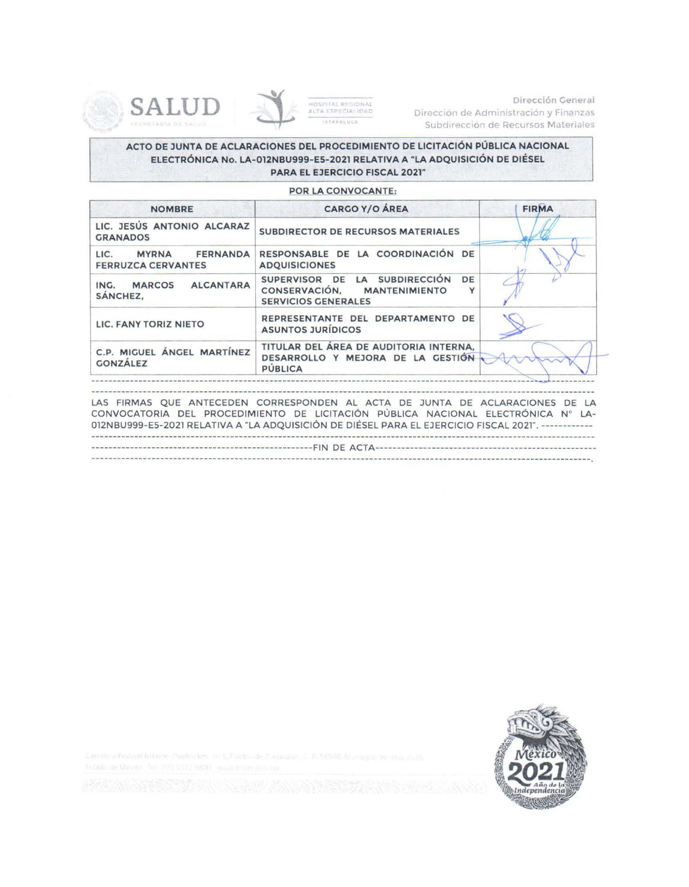Dirección General
Dirección de Administración y Finanzas
Subdirección de Recursos Materiales

**ACTO DE JUNTA DE ACLARACIONES DEL PROCEDIMIENTO DE LICITACIÓN PÚBLICA NACIONAL ELECTRÓNICA No. LA-012NBU999-E5-2021 RELATIVA A "LA ADQUISICIÓN DE DIÉSEL PARA EL EJERCICIO FISCAL 2021"**

**POR LA CONVOCANTE:**

| NOMBRE | CARGO Y/O ÁREA | FIRMA |
|---|---|---|
| LIC. JESÚS ANTONIO ALCARAZ GRANADOS | SUBDIRECTOR DE RECURSOS MATERIALES | |
| LIC. MYRNA FERNANDA FERRUZCA CERVANTES | RESPONSABLE DE LA COORDINACIÓN DE ADQUISICIONES | |
| ING. MARCOS ALCANTARA SÁNCHEZ, | SUPERVISOR DE LA SUBDIRECCIÓN DE CONSERVACIÓN, MANTENIMIENTO Y SERVICIOS GENERALES | |
| LIC. FANY TORIZ NIETO | REPRESENTANTE DEL DEPARTAMENTO DE ASUNTOS JURÍDICOS | |
| C.P. MIGUEL ÁNGEL MARTÍNEZ GONZÁLEZ | TITULAR DEL ÁREA DE AUDITORIA INTERNA, DESARROLLO Y MEJORA DE LA GESTIÓN PÚBLICA | |

LAS FIRMAS QUE ANTECEDEN CORRESPONDEN AL ACTA DE JUNTA DE ACLARACIONES DE LA CONVOCATORIA DEL PROCEDIMIENTO DE LICITACIÓN PÚBLICA NACIONAL ELECTRÓNICA N° LA-012NBU999-E5-2021 RELATIVA A "LA ADQUISICIÓN DE DIÉSEL PARA EL EJERCICIO FISCAL 2021". ------------

------------------------------------------------FIN DE ACTA------------------------------------------------